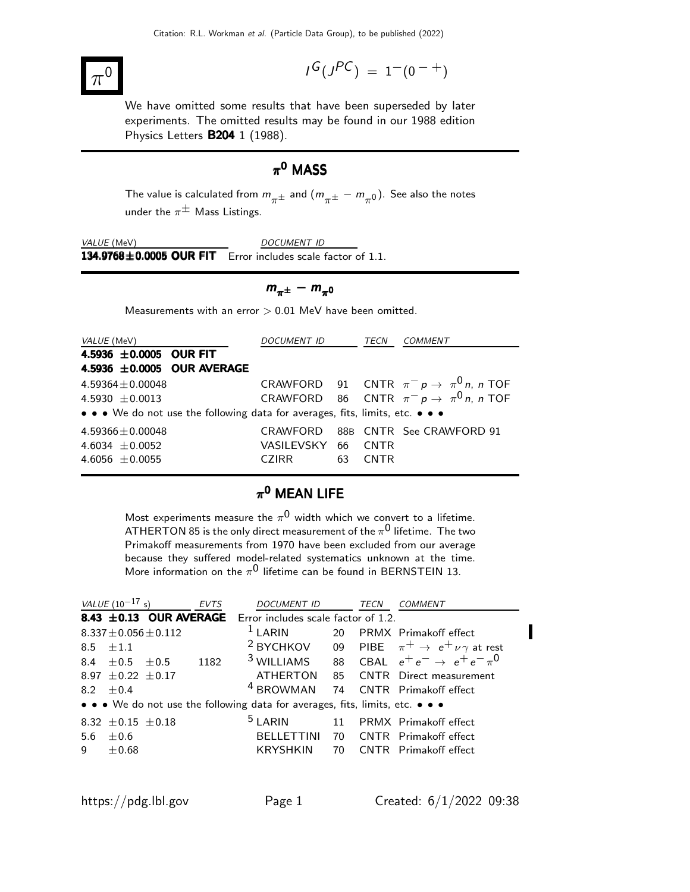# $\pi^0$

$I^G(J^{PC}) = 1^-(0^{-+})$

We have omitted some results that have been superseded by later experiments. The omitted results may be found in our 1988 edition Physics Letters **B204** 1 (1988).

## $\pi^0$ MASS

The value is calculated from $m_{\pi^\pm}$ and $(m_{\pi^\pm} - m_{\pi^0})$. See also the notes under the $\pi^\pm$ Mass Listings.

| *VALUE* (MeV) | *DOCUMENT ID* |
|---|---|
| **134.9768±0.0005 OUR FIT** | Error includes scale factor of 1.1. |

## $m_{\pi^\pm} - m_{\pi^0}$

Measurements with an error > 0.01 MeV have been omitted.

| *VALUE* (MeV) | *DOCUMENT ID* | | *TECN* | *COMMENT* |
|---|---|---|---|---|
| **4.5936 ±0.0005 OUR FIT** | | | | |
| **4.5936 ±0.0005 OUR AVERAGE** | | | | |
| 4.59364±0.00048 | CRAWFORD | 91 | CNTR | $\pi^- p \to \pi^0 n$, $n$ TOF |
| 4.5930 ±0.0013 | CRAWFORD | 86 | CNTR | $\pi^- p \to \pi^0 n$, $n$ TOF |
| • • • We do not use the following data for averages, fits, limits, etc. • • • | | | | |
| 4.59366±0.00048 | CRAWFORD | 88B | CNTR | See CRAWFORD 91 |
| 4.6034 ±0.0052 | VASILEVSKY | 66 | CNTR | |
| 4.6056 ±0.0055 | CZIRR | 63 | CNTR | |

## $\pi^0$ MEAN LIFE

Most experiments measure the $\pi^0$ width which we convert to a lifetime. ATHERTON 85 is the only direct measurement of the $\pi^0$ lifetime. The two Primakoff measurements from 1970 have been excluded from our average because they suffered model-related systematics unknown at the time. More information on the $\pi^0$ lifetime can be found in BERNSTEIN 13.

| *VALUE* ($10^{-17}$ s) | *EVTS* | *DOCUMENT ID* | | *TECN* | *COMMENT* |
|---|---|---|---|---|---|
| **8.43 ±0.13 OUR AVERAGE** | | Error includes scale factor of 1.2. | | | |
| 8.337±0.056±0.112 | | [1] LARIN | 20 | PRMX | Primakoff effect |
| 8.5 ±1.1 | | [2] BYCHKOV | 09 | PIBE | $\pi^+ \to e^+ \nu \gamma$ at rest |
| 8.4 ±0.5 ±0.5 | 1182 | [3] WILLIAMS | 88 | CBAL | $e^+ e^- \to e^+ e^- \pi^0$ |
| 8.97 ±0.22 ±0.17 | | ATHERTON | 85 | CNTR | Direct measurement |
| 8.2 ±0.4 | | [4] BROWMAN | 74 | CNTR | Primakoff effect |
| • • • We do not use the following data for averages, fits, limits, etc. • • • | | | | | |
| 8.32 ±0.15 ±0.18 | | [5] LARIN | 11 | PRMX | Primakoff effect |
| 5.6 ±0.6 | | BELLETTINI | 70 | CNTR | Primakoff effect |
| 9 ±0.68 | | KRYSHKIN | 70 | CNTR | Primakoff effect |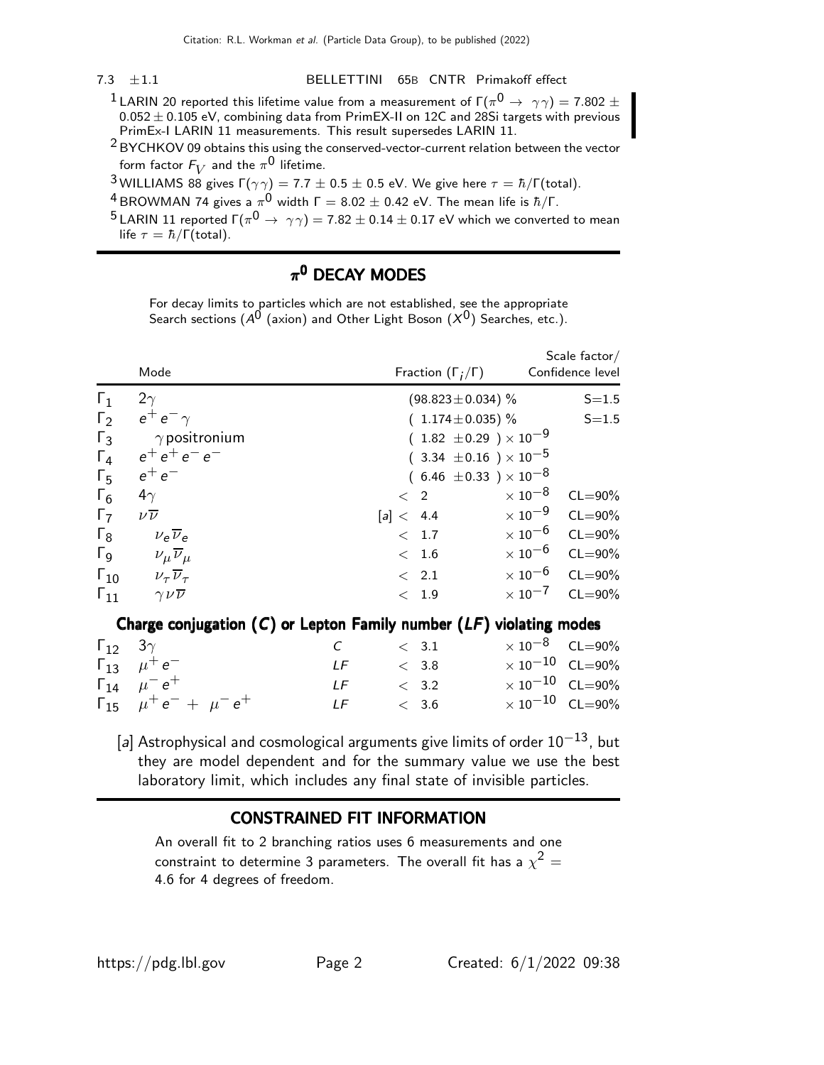| 7.3 | ±1.1 | BELLETTINI | 65B | CNTR | Primakoff effect |
|---|---|---|---|---|---|

[1] LARIN 20 reported this lifetime value from a measurement of $\Gamma(\pi^0 \to \gamma\gamma) = 7.802 \pm 0.052 \pm 0.105$ eV, combining data from PrimEX-II on 12C and 28Si targets with previous PrimEx-I LARIN 11 measurements. This result supersedes LARIN 11.

[2] BYCHKOV 09 obtains this using the conserved-vector-current relation between the vector form factor $F_V$ and the $\pi^0$ lifetime.

[3] WILLIAMS 88 gives $\Gamma(\gamma\gamma) = 7.7 \pm 0.5 \pm 0.5$ eV. We give here $\tau = \hbar/\Gamma(\text{total})$.

[4] BROWMAN 74 gives a $\pi^0$ width $\Gamma = 8.02 \pm 0.42$ eV. The mean life is $\hbar/\Gamma$.

[5] LARIN 11 reported $\Gamma(\pi^0 \to \gamma\gamma) = 7.82 \pm 0.14 \pm 0.17$ eV which we converted to mean life $\tau = \hbar/\Gamma(\text{total})$.

## $\pi^0$ DECAY MODES

For decay limits to particles which are not established, see the appropriate Search sections ($A^0$ (axion) and Other Light Boson ($X^0$) Searches, etc.).

| | Mode | Fraction ($\Gamma_i/\Gamma$) | Scale factor/ Confidence level |
|---|---|---|---|
| $\Gamma_1$ | $2\gamma$ | $(98.823 \pm 0.034)$ % | S=1.5 |
| $\Gamma_2$ | $e^+e^-\gamma$ | $(1.174 \pm 0.035)$ % | S=1.5 |
| $\Gamma_3$ | $\gamma$ positronium | $(1.82 \pm 0.29) \times 10^{-9}$ | |
| $\Gamma_4$ | $e^+e^+e^-e^-$ | $(3.34 \pm 0.16) \times 10^{-5}$ | |
| $\Gamma_5$ | $e^+e^-$ | $(6.46 \pm 0.33) \times 10^{-8}$ | |
| $\Gamma_6$ | $4\gamma$ | $< 2 \times 10^{-8}$ | CL=90% |
| $\Gamma_7$ | $\nu\overline{\nu}$ | [a] $< 4.4 \times 10^{-9}$ | CL=90% |
| $\Gamma_8$ | $\nu_e\overline{\nu}_e$ | $< 1.7 \times 10^{-6}$ | CL=90% |
| $\Gamma_9$ | $\nu_\mu\overline{\nu}_\mu$ | $< 1.6 \times 10^{-6}$ | CL=90% |
| $\Gamma_{10}$ | $\nu_\tau\overline{\nu}_\tau$ | $< 2.1 \times 10^{-6}$ | CL=90% |
| $\Gamma_{11}$ | $\gamma\nu\overline{\nu}$ | $< 1.9 \times 10^{-7}$ | CL=90% |

### Charge conjugation ($C$) or Lepton Family number ($LF$) violating modes

| | Mode | | Fraction ($\Gamma_i/\Gamma$) | Confidence level |
|---|---|---|---|---|
| $\Gamma_{12}$ | $3\gamma$ | $C$ | $< 3.1 \times 10^{-8}$ | CL=90% |
| $\Gamma_{13}$ | $\mu^+e^-$ | $LF$ | $< 3.8 \times 10^{-10}$ | CL=90% |
| $\Gamma_{14}$ | $\mu^-e^+$ | $LF$ | $< 3.2 \times 10^{-10}$ | CL=90% |
| $\Gamma_{15}$ | $\mu^+e^- + \mu^-e^+$ | $LF$ | $< 3.6 \times 10^{-10}$ | CL=90% |

[a] Astrophysical and cosmological arguments give limits of order $10^{-13}$, but they are model dependent and for the summary value we use the best laboratory limit, which includes any final state of invisible particles.

## CONSTRAINED FIT INFORMATION

An overall fit to 2 branching ratios uses 6 measurements and one constraint to determine 3 parameters. The overall fit has a $\chi^2 = 4.6$ for 4 degrees of freedom.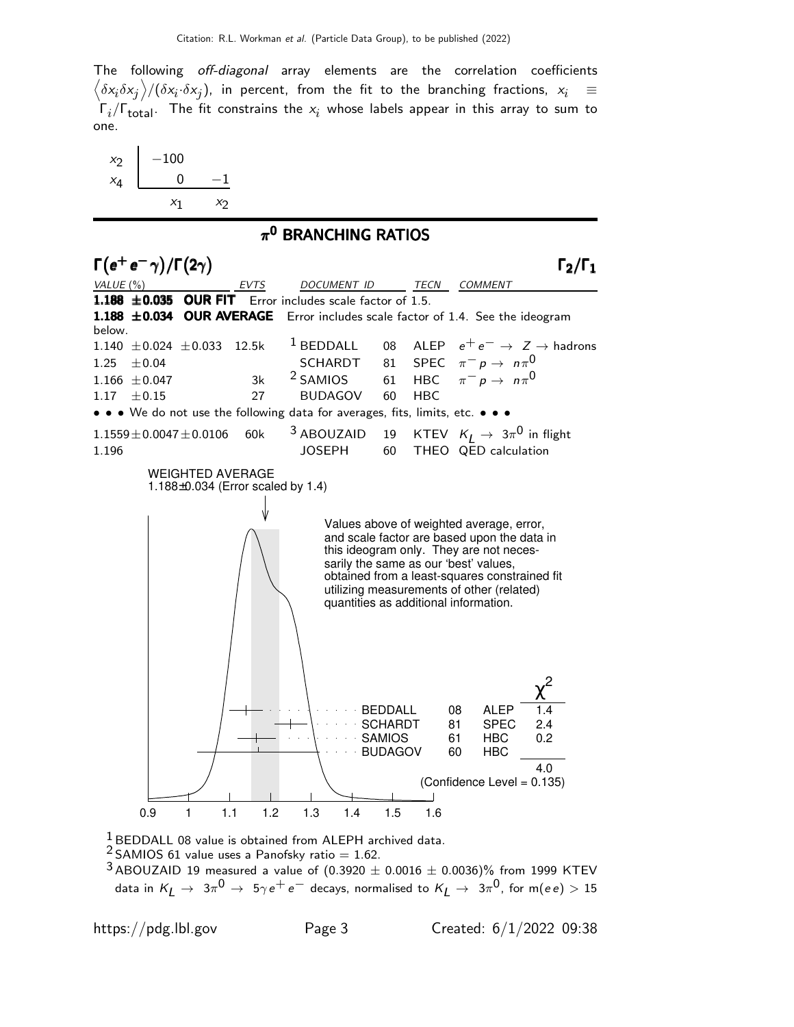The following *off-diagonal* array elements are the correlation coefficients $\langle \delta x_i \delta x_j \rangle / (\delta x_i \cdot \delta x_j)$, in percent, from the fit to the branching fractions, $x_i \equiv \Gamma_i / \Gamma_{\rm total}$. The fit constrains the $x_i$ whose labels appear in this array to sum to one.

| | | |
|---|---|---|
| $x_2$ | −100 | |
| $x_4$ | 0 | −1 |
| | $x_1$ | $x_2$ |

## $\pi^0$ BRANCHING RATIOS

### $\Gamma(e^+e^-\gamma)/\Gamma(2\gamma)$ $\qquad\qquad$ $\Gamma_2/\Gamma_1$

| VALUE (%) | EVTS | DOCUMENT ID | | TECN | COMMENT |
|---|---|---|---|---|---|
| **1.188 ±0.035 OUR FIT** | Error includes scale factor of 1.5. | | | | |
| **1.188 ±0.034 OUR AVERAGE** | Error includes scale factor of 1.4. See the ideogram below. | | | | |
| 1.140 ±0.024 ±0.033 | 12.5k | [1] BEDDALL | 08 | ALEP | $e^+e^- \rightarrow Z \rightarrow$ hadrons |
| 1.25 ±0.04 | | SCHARDT | 81 | SPEC | $\pi^- p \rightarrow n\pi^0$ |
| 1.166 ±0.047 | 3k | [2] SAMIOS | 61 | HBC | $\pi^- p \rightarrow n\pi^0$ |
| 1.17 ±0.15 | 27 | BUDAGOV | 60 | HBC | |
| • • • We do not use the following data for averages, fits, limits, etc. • • • | | | | | |
| 1.1559±0.0047±0.0106 | 60k | [3] ABOUZAID | 19 | KTEV | $K_L \rightarrow 3\pi^0$ in flight |
| 1.196 | | JOSEPH | 60 | THEO | QED calculation |

WEIGHTED AVERAGE
1.188±0.034 (Error scaled by 1.4)

Values above of weighted average, error, and scale factor are based upon the data in this ideogram only. They are not necessarily the same as our 'best' values, obtained from a least-squares constrained fit utilizing measurements of other (related) quantities as additional information.

| | | | $\chi^2$ |
|---|---|---|---|
| BEDDALL | 08 | ALEP | 1.4 |
| SCHARDT | 81 | SPEC | 2.4 |
| SAMIOS | 61 | HBC | 0.2 |
| BUDAGOV | 60 | HBC | |
| | | | 4.0 |

(Confidence Level = 0.135)

[1] BEDDALL 08 value is obtained from ALEPH archived data.

[2] SAMIOS 61 value uses a Panofsky ratio = 1.62.

[3] ABOUZAID 19 measured a value of (0.3920 ± 0.0016 ± 0.0036)% from 1999 KTEV data in $K_L \rightarrow 3\pi^0 \rightarrow 5\gamma e^+e^-$ decays, normalised to $K_L \rightarrow 3\pi^0$, for m($ee$) > 15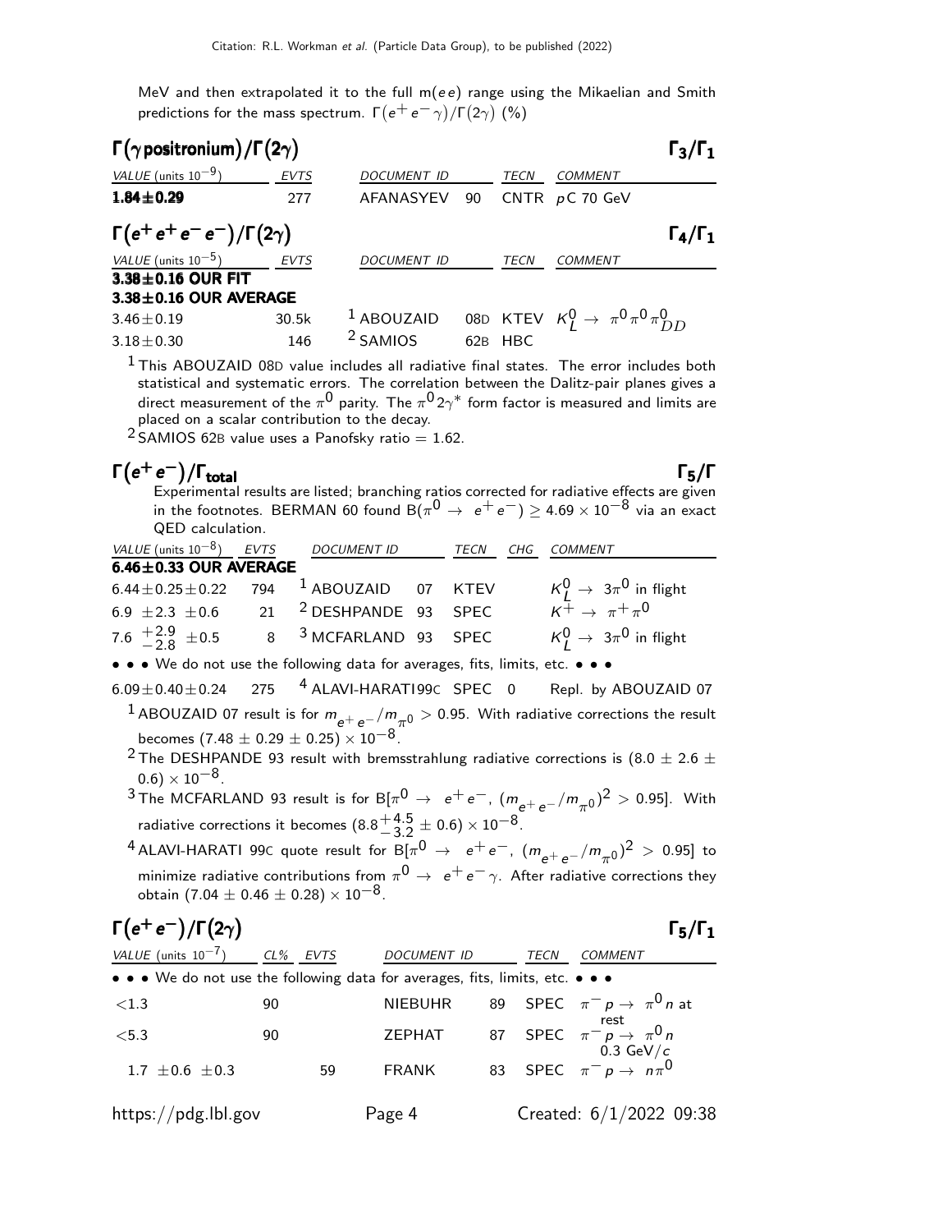MeV and then extrapolated it to the full m($ee$) range using the Mikaelian and Smith predictions for the mass spectrum. $\Gamma(e^+e^-\gamma)/\Gamma(2\gamma)$ (%)

### $\Gamma(\gamma\,\text{positronium})/\Gamma(2\gamma)$ $\Gamma_3/\Gamma_1$

| VALUE (units $10^{-9}$) | EVTS | DOCUMENT ID | | TECN | COMMENT |
|---|---|---|---|---|---|
| **1.84±0.29** | 277 | AFANASYEV | 90 | CNTR | $pC$ 70 GeV |

### $\Gamma(e^+e^+e^-e^-)/\Gamma(2\gamma)$ $\Gamma_4/\Gamma_1$

| VALUE (units $10^{-5}$) | EVTS | DOCUMENT ID | | TECN | COMMENT |
|---|---|---|---|---|---|
| **3.38±0.16 OUR FIT** | | | | | |
| **3.38±0.16 OUR AVERAGE** | | | | | |
| 3.46±0.19 | 30.5k | [1] ABOUZAID | 08D | KTEV | $K^0_L \to \pi^0\pi^0\pi^0_{DD}$ |
| 3.18±0.30 | 146 | [2] SAMIOS | 62B | HBC | |

[1] This ABOUZAID 08D value includes all radiative final states. The error includes both statistical and systematic errors. The correlation between the Dalitz-pair planes gives a direct measurement of the $\pi^0$ parity. The $\pi^0 2\gamma^*$ form factor is measured and limits are placed on a scalar contribution to the decay.

[2] SAMIOS 62B value uses a Panofsky ratio = 1.62.

### $\Gamma(e^+e^-)/\Gamma_{\text{total}}$ $\Gamma_5/\Gamma$

Experimental results are listed; branching ratios corrected for radiative effects are given in the footnotes. BERMAN 60 found $B(\pi^0 \to e^+e^-) \geq 4.69 \times 10^{-8}$ via an exact QED calculation.

| VALUE (units $10^{-8}$) | EVTS | DOCUMENT ID | | TECN | CHG | COMMENT |
|---|---|---|---|---|---|---|
| **6.46±0.33 OUR AVERAGE** | | | | | | |
| 6.44±0.25±0.22 | 794 | [1] ABOUZAID | 07 | KTEV | | $K^0_L \to 3\pi^0$ in flight |
| 6.9 ±2.3 ±0.6 | 21 | [2] DESHPANDE | 93 | SPEC | | $K^+ \to \pi^+\pi^0$ |
| 7.6 $^{+2.9}_{-2.8}$ ±0.5 | 8 | [3] MCFARLAND | 93 | SPEC | | $K^0_L \to 3\pi^0$ in flight |
| • • • We do not use the following data for averages, fits, limits, etc. • • • | | | | | | |
| 6.09±0.40±0.24 | 275 | [4] ALAVI-HARATI | 99C | SPEC | 0 | Repl. by ABOUZAID 07 |

[1] ABOUZAID 07 result is for $m_{e^+e^-}/m_{\pi^0} > 0.95$. With radiative corrections the result becomes $(7.48 \pm 0.29 \pm 0.25) \times 10^{-8}$.

[2] The DESHPANDE 93 result with bremsstrahlung radiative corrections is $(8.0 \pm 2.6 \pm 0.6) \times 10^{-8}$.

[3] The MCFARLAND 93 result is for $B[\pi^0 \to e^+e^-,\ (m_{e^+e^-}/m_{\pi^0})^2 > 0.95]$. With radiative corrections it becomes $(8.8^{+4.5}_{-3.2} \pm 0.6) \times 10^{-8}$.

[4] ALAVI-HARATI 99C quote result for $B[\pi^0 \to e^+e^-,\ (m_{e^+e^-}/m_{\pi^0})^2 > 0.95]$ to minimize radiative contributions from $\pi^0 \to e^+e^-\gamma$. After radiative corrections they obtain $(7.04 \pm 0.46 \pm 0.28) \times 10^{-8}$.

### $\Gamma(e^+e^-)/\Gamma(2\gamma)$ $\Gamma_5/\Gamma_1$

| VALUE (units $10^{-7}$) | CL% | EVTS | DOCUMENT ID | | TECN | COMMENT |
|---|---|---|---|---|---|---|
| • • • We do not use the following data for averages, fits, limits, etc. • • • | | | | | | |
| <1.3 | 90 | | NIEBUHR | 89 | SPEC | $\pi^-p \to \pi^0 n$ at rest |
| <5.3 | 90 | | ZEPHAT | 87 | SPEC | $\pi^-p \to \pi^0 n$ 0.3 GeV/$c$ |
| 1.7 ±0.6 ±0.3 | | 59 | FRANK | 83 | SPEC | $\pi^-p \to n\pi^0$ |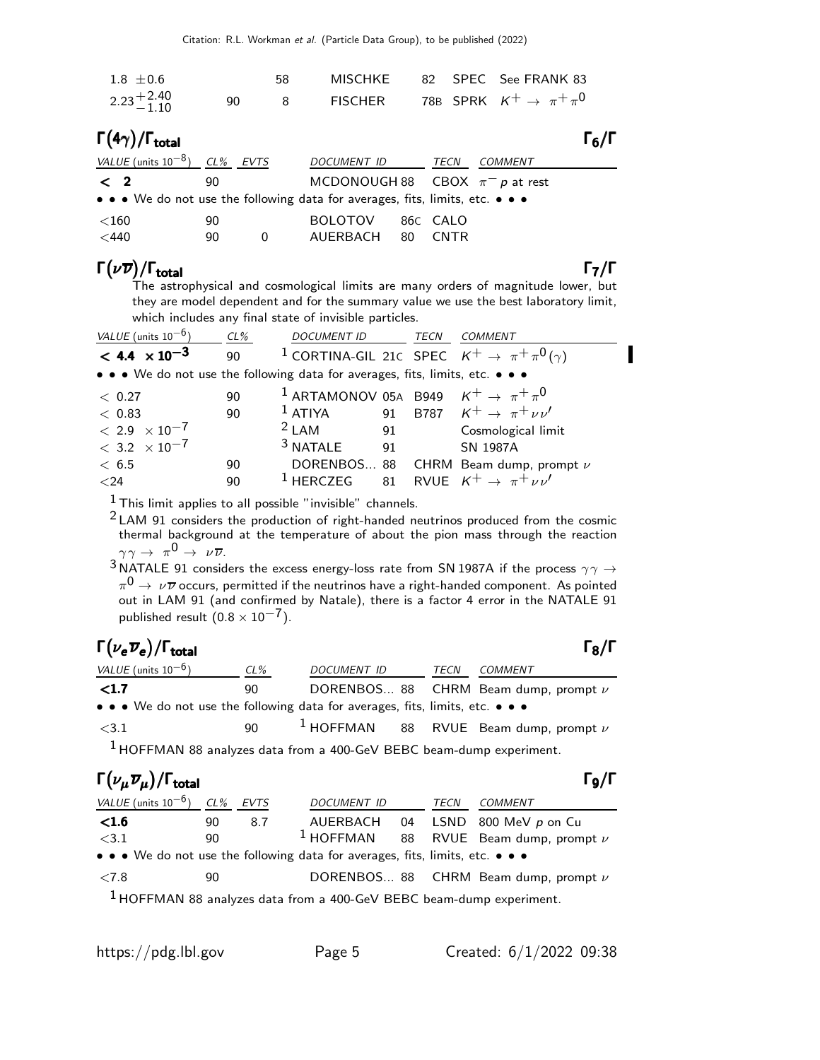| | | | | | | |
|---|---|---|---|---|---|---|
| $1.8 \pm 0.6$ | | 58 | MISCHKE | 82 | SPEC | See FRANK 83 |
| $2.23^{+2.40}_{-1.10}$ | 90 | 8 | FISCHER | 78B | SPRK | $K^+ \rightarrow \pi^+ \pi^0$ |

## $\Gamma(4\gamma)/\Gamma_{\text{total}}$ — $\Gamma_6/\Gamma$

| VALUE (units $10^{-8}$) | CL% | EVTS | DOCUMENT ID | | TECN | COMMENT |
|---|---|---|---|---|---|---|
| **< 2** | 90 | | MCDONOUGH | 88 | CBOX | $\pi^- p$ at rest |
| • • • We do not use the following data for averages, fits, limits, etc. • • • | | | | | | |
| <160 | 90 | | BOLOTOV | 86C | CALO | |
| <440 | 90 | 0 | AUERBACH | 80 | CNTR | |

## $\Gamma(\nu\overline{\nu})/\Gamma_{\text{total}}$ — $\Gamma_7/\Gamma$

The astrophysical and cosmological limits are many orders of magnitude lower, but they are model dependent and for the summary value we use the best laboratory limit, which includes any final state of invisible particles.

| VALUE (units $10^{-6}$) | CL% | DOCUMENT ID | | TECN | COMMENT |
|---|---|---|---|---|---|
| **$< 4.4 \times 10^{-3}$** | 90 | [1] CORTINA-GIL | 21C | SPEC | $K^+ \rightarrow \pi^+ \pi^0 (\gamma)$ |
| • • • We do not use the following data for averages, fits, limits, etc. • • • | | | | | |
| $< 0.27$ | 90 | [1] ARTAMONOV | 05A | B949 | $K^+ \rightarrow \pi^+ \pi^0$ |
| $< 0.83$ | 90 | [1] ATIYA | 91 | B787 | $K^+ \rightarrow \pi^+ \nu \nu'$ |
| $< 2.9 \times 10^{-7}$ | | [2] LAM | 91 | | Cosmological limit |
| $< 3.2 \times 10^{-7}$ | | [3] NATALE | 91 | | SN 1987A |
| $< 6.5$ | 90 | DORENBOS... | 88 | CHRM | Beam dump, prompt $\nu$ |
| $<24$ | 90 | [1] HERCZEG | 81 | RVUE | $K^+ \rightarrow \pi^+ \nu \nu'$ |

[1] This limit applies to all possible "invisible" channels.

[2] LAM 91 considers the production of right-handed neutrinos produced from the cosmic thermal background at the temperature of about the pion mass through the reaction $\gamma\gamma \rightarrow \pi^0 \rightarrow \nu\overline{\nu}$.

[3] NATALE 91 considers the excess energy-loss rate from SN 1987A if the process $\gamma\gamma \rightarrow \pi^0 \rightarrow \nu\overline{\nu}$ occurs, permitted if the neutrinos have a right-handed component. As pointed out in LAM 91 (and confirmed by Natale), there is a factor 4 error in the NATALE 91 published result ($0.8 \times 10^{-7}$).

## $\Gamma(\nu_e \overline{\nu}_e)/\Gamma_{\text{total}}$ — $\Gamma_8/\Gamma$

| VALUE (units $10^{-6}$) | CL% | DOCUMENT ID | | TECN | COMMENT |
|---|---|---|---|---|---|
| **<1.7** | 90 | DORENBOS... | 88 | CHRM | Beam dump, prompt $\nu$ |
| • • • We do not use the following data for averages, fits, limits, etc. • • • | | | | | |
| <3.1 | 90 | [1] HOFFMAN | 88 | RVUE | Beam dump, prompt $\nu$ |

[1] HOFFMAN 88 analyzes data from a 400-GeV BEBC beam-dump experiment.

## $\Gamma(\nu_\mu \overline{\nu}_\mu)/\Gamma_{\text{total}}$ — $\Gamma_9/\Gamma$

| VALUE (units $10^{-6}$) | CL% | EVTS | DOCUMENT ID | | TECN | COMMENT |
|---|---|---|---|---|---|---|
| **<1.6** | 90 | 8.7 | AUERBACH | 04 | LSND | 800 MeV $p$ on Cu |
| <3.1 | 90 | | [1] HOFFMAN | 88 | RVUE | Beam dump, prompt $\nu$ |
| • • • We do not use the following data for averages, fits, limits, etc. • • • | | | | | | |
| <7.8 | 90 | | DORENBOS... | 88 | CHRM | Beam dump, prompt $\nu$ |

[1] HOFFMAN 88 analyzes data from a 400-GeV BEBC beam-dump experiment.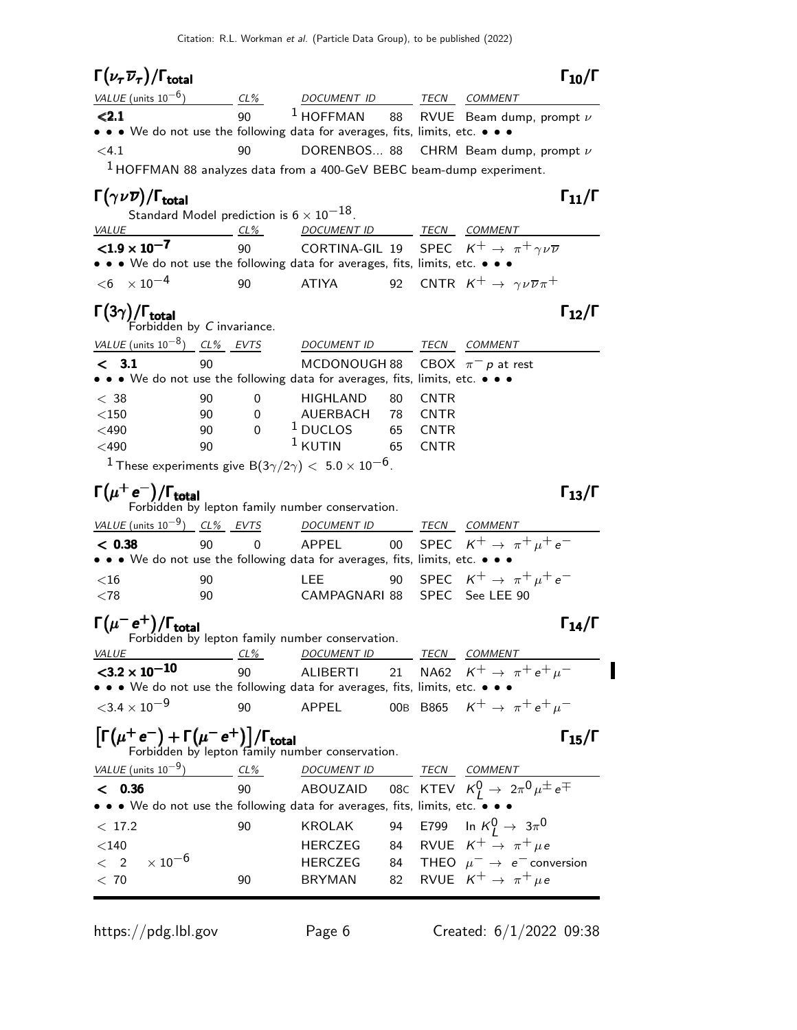## $\Gamma(\nu_\tau \overline{\nu}_\tau)/\Gamma_{\text{total}}$ — $\Gamma_{10}/\Gamma$

| VALUE (units $10^{-6}$) | CL% | DOCUMENT ID | | TECN | COMMENT |
|---|---|---|---|---|---|
| **<2.1** | 90 | [1] HOFFMAN | 88 | RVUE | Beam dump, prompt $\nu$ |
| • • • We do not use the following data for averages, fits, limits, etc. • • • | | | | | |
| <4.1 | 90 | DORENBOS... | 88 | CHRM | Beam dump, prompt $\nu$ |

[1] HOFFMAN 88 analyzes data from a 400-GeV BEBC beam-dump experiment.

## $\Gamma(\gamma\nu\overline{\nu})/\Gamma_{\text{total}}$ — $\Gamma_{11}/\Gamma$

Standard Model prediction is $6 \times 10^{-18}$.

| VALUE | CL% | DOCUMENT ID | | TECN | COMMENT |
|---|---|---|---|---|---|
| **$<1.9 \times 10^{-7}$** | 90 | CORTINA-GIL | 19 | SPEC | $K^+ \to \pi^+ \gamma\nu\overline{\nu}$ |
| • • • We do not use the following data for averages, fits, limits, etc. • • • | | | | | |
| $<6 \times 10^{-4}$ | 90 | ATIYA | 92 | CNTR | $K^+ \to \gamma\nu\overline{\nu}\pi^+$ |

## $\Gamma(3\gamma)/\Gamma_{\text{total}}$ — $\Gamma_{12}/\Gamma$

Forbidden by *C* invariance.

| VALUE (units $10^{-8}$) | CL% | EVTS | DOCUMENT ID | | TECN | COMMENT |
|---|---|---|---|---|---|---|
| **< 3.1** | 90 | | MCDONOUGH | 88 | CBOX | $\pi^- p$ at rest |
| • • • We do not use the following data for averages, fits, limits, etc. • • • | | | | | | |
| < 38 | 90 | 0 | HIGHLAND | 80 | CNTR | |
| <150 | 90 | 0 | AUERBACH | 78 | CNTR | |
| <490 | 90 | 0 | [1] DUCLOS | 65 | CNTR | |
| <490 | 90 | | [1] KUTIN | 65 | CNTR | |

[1] These experiments give $B(3\gamma/2\gamma) < 5.0 \times 10^{-6}$.

## $\Gamma(\mu^+ e^-)/\Gamma_{\text{total}}$ — $\Gamma_{13}/\Gamma$

Forbidden by lepton family number conservation.

| VALUE (units $10^{-9}$) | CL% | EVTS | DOCUMENT ID | | TECN | COMMENT |
|---|---|---|---|---|---|---|
| **< 0.38** | 90 | 0 | APPEL | 00 | SPEC | $K^+ \to \pi^+ \mu^+ e^-$ |
| • • • We do not use the following data for averages, fits, limits, etc. • • • | | | | | | |
| <16 | 90 | | LEE | 90 | SPEC | $K^+ \to \pi^+ \mu^+ e^-$ |
| <78 | 90 | | CAMPAGNARI | 88 | SPEC | See LEE 90 |

## $\Gamma(\mu^- e^+)/\Gamma_{\text{total}}$ — $\Gamma_{14}/\Gamma$

Forbidden by lepton family number conservation.

| VALUE | CL% | DOCUMENT ID | | TECN | COMMENT |
|---|---|---|---|---|---|
| **$<3.2 \times 10^{-10}$** | 90 | ALIBERTI | 21 | NA62 | $K^+ \to \pi^+ e^+ \mu^-$ |
| • • • We do not use the following data for averages, fits, limits, etc. • • • | | | | | |
| $<3.4 \times 10^{-9}$ | 90 | APPEL | 00B | B865 | $K^+ \to \pi^+ e^+ \mu^-$ |

## $\left[\Gamma(\mu^+ e^-) + \Gamma(\mu^- e^+)\right]/\Gamma_{\text{total}}$ — $\Gamma_{15}/\Gamma$

Forbidden by lepton family number conservation.

| VALUE (units $10^{-9}$) | CL% | DOCUMENT ID | | TECN | COMMENT |
|---|---|---|---|---|---|
| **< 0.36** | 90 | ABOUZAID | 08C | KTEV | $K^0_L \to 2\pi^0 \mu^\pm e^\mp$ |
| • • • We do not use the following data for averages, fits, limits, etc. • • • | | | | | |
| < 17.2 | 90 | KROLAK | 94 | E799 | In $K^0_L \to 3\pi^0$ |
| <140 | | HERCZEG | 84 | RVUE | $K^+ \to \pi^+ \mu e$ |
| $< 2 \times 10^{-6}$ | | HERCZEG | 84 | THEO | $\mu^- \to e^-$ conversion |
| < 70 | 90 | BRYMAN | 82 | RVUE | $K^+ \to \pi^+ \mu e$ |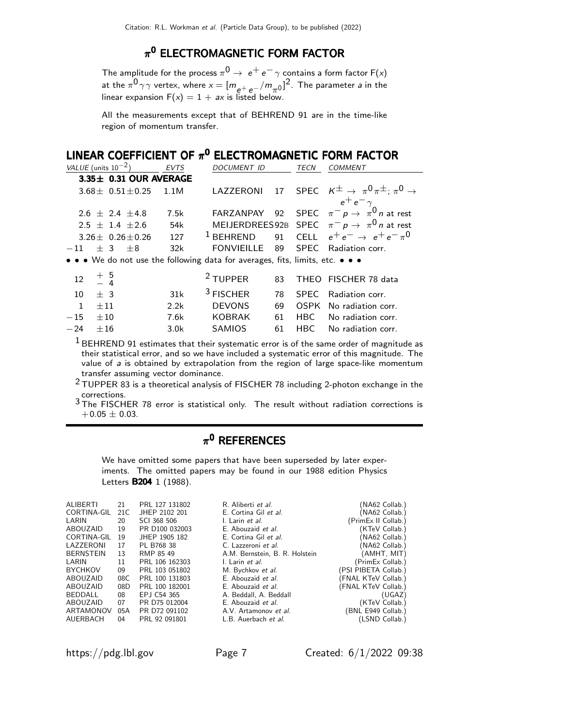## $\pi^0$ ELECTROMAGNETIC FORM FACTOR

The amplitude for the process $\pi^0 \to e^+ e^- \gamma$ contains a form factor $F(x)$ at the $\pi^0 \gamma\gamma$ vertex, where $x = [m_{e^+e^-}/m_{\pi^0}]^2$. The parameter $a$ in the linear expansion $F(x) = 1 + ax$ is listed below.

All the measurements except that of BEHREND 91 are in the time-like region of momentum transfer.

## LINEAR COEFFICIENT OF $\pi^0$ ELECTROMAGNETIC FORM FACTOR

| VALUE (units $10^{-2}$) | EVTS | DOCUMENT ID | | TECN | COMMENT |
|---|---|---|---|---|---|
| **3.35± 0.31 OUR AVERAGE** | | | | | |
| $3.68 \pm 0.51 \pm 0.25$ | 1.1M | LAZZERONI | 17 | SPEC | $K^\pm \to \pi^0 \pi^\pm$; $\pi^0 \to e^+ e^- \gamma$ |
| $2.6 \pm 2.4 \pm 4.8$ | 7.5k | FARZANPAY | 92 | SPEC | $\pi^- p \to \pi^0 n$ at rest |
| $2.5 \pm 1.4 \pm 2.6$ | 54k | MEIJERDREES | 92B | SPEC | $\pi^- p \to \pi^0 n$ at rest |
| $3.26 \pm 0.26 \pm 0.26$ | 127 | [1] BEHREND | 91 | CELL | $e^+ e^- \to e^+ e^- \pi^0$ |
| $-11 \pm 3 \pm 8$ | 32k | FONVIEILLE | 89 | SPEC | Radiation corr. |
| • • • We do not use the following data for averages, fits, limits, etc. • • • | | | | | |
| $12 \ ^{+5}_{-4}$ | | [2] TUPPER | 83 | THEO | FISCHER 78 data |
| $10 \pm 3$ | 31k | [3] FISCHER | 78 | SPEC | Radiation corr. |
| $1 \pm 11$ | 2.2k | DEVONS | 69 | OSPK | No radiation corr. |
| $-15 \pm 10$ | 7.6k | KOBRAK | 61 | HBC | No radiation corr. |
| $-24 \pm 16$ | 3.0k | SAMIOS | 61 | HBC | No radiation corr. |

[1] BEHREND 91 estimates that their systematic error is of the same order of magnitude as their statistical error, and so we have included a systematic error of this magnitude. The value of $a$ is obtained by extrapolation from the region of large space-like momentum transfer assuming vector dominance.

[2] TUPPER 83 is a theoretical analysis of FISCHER 78 including 2-photon exchange in the corrections.

[3] The FISCHER 78 error is statistical only. The result without radiation corrections is $+0.05 \pm 0.03$.

## $\pi^0$ REFERENCES

We have omitted some papers that have been superseded by later experiments. The omitted papers may be found in our 1988 edition Physics Letters **B204** 1 (1988).

| | | | | |
|---|---|---|---|---|
| ALIBERTI | 21 | PRL 127 131802 | R. Aliberti *et al.* | (NA62 Collab.) |
| CORTINA-GIL | 21C | JHEP 2102 201 | E. Cortina Gil *et al.* | (NA62 Collab.) |
| LARIN | 20 | SCI 368 506 | I. Larin *et al.* | (PrimEx II Collab.) |
| ABOUZAID | 19 | PR D100 032003 | E. Abouzaid *et al.* | (KTeV Collab.) |
| CORTINA-GIL | 19 | JHEP 1905 182 | E. Cortina Gil *et al.* | (NA62 Collab.) |
| LAZZERONI | 17 | PL B768 38 | C. Lazzeroni *et al.* | (NA62 Collab.) |
| BERNSTEIN | 13 | RMP 85 49 | A.M. Bernstein, B. R. Holstein | (AMHT, MIT) |
| LARIN | 11 | PRL 106 162303 | I. Larin *et al.* | (PrimEx Collab.) |
| BYCHKOV | 09 | PRL 103 051802 | M. Bychkov *et al.* | (PSI PIBETA Collab.) |
| ABOUZAID | 08C | PRL 100 131803 | E. Abouzaid *et al.* | (FNAL KTeV Collab.) |
| ABOUZAID | 08D | PRL 100 182001 | E. Abouzaid *et al.* | (FNAL KTeV Collab.) |
| BEDDALL | 08 | EPJ C54 365 | A. Beddall, A. Beddall | (UGAZ) |
| ABOUZAID | 07 | PR D75 012004 | E. Abouzaid *et al.* | (KTeV Collab.) |
| ARTAMONOV | 05A | PR D72 091102 | A.V. Artamonov *et al.* | (BNL E949 Collab.) |
| AUERBACH | 04 | PRL 92 091801 | L.B. Auerbach *et al.* | (LSND Collab.) |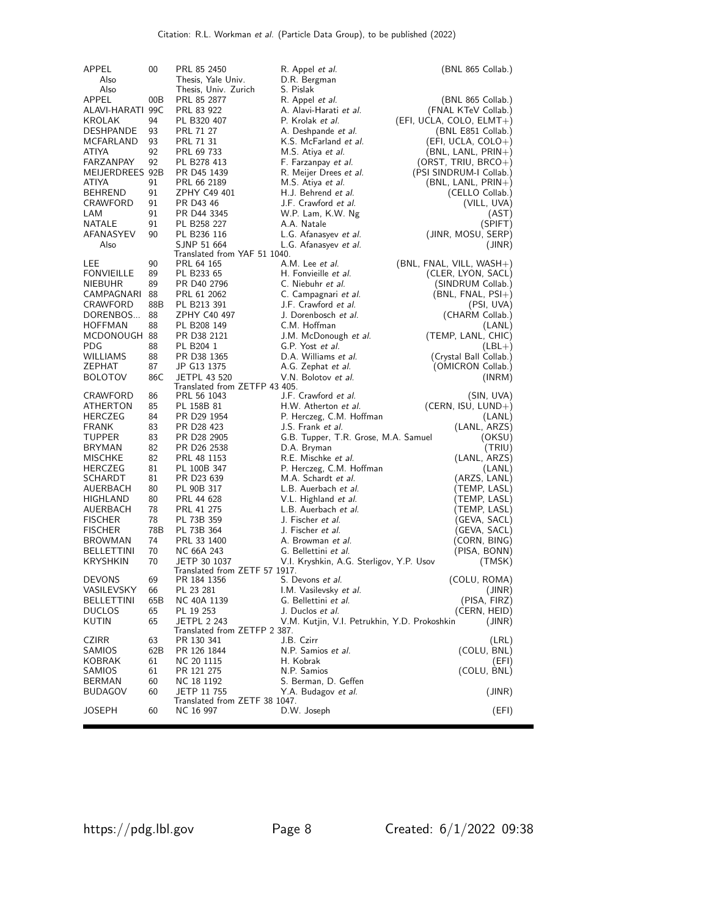| | | | | |
|---|---|---|---|---|
| APPEL | 00 | PRL 85 2450 | R. Appel *et al.* | (BNL 865 Collab.) |
| Also | | Thesis, Yale Univ. | D.R. Bergman | |
| Also | | Thesis, Univ. Zurich | S. Pislak | |
| APPEL | 00B | PRL 85 2877 | R. Appel *et al.* | (BNL 865 Collab.) |
| ALAVI-HARATI | 99C | PRL 83 922 | A. Alavi-Harati *et al.* | (FNAL KTeV Collab.) |
| KROLAK | 94 | PL B320 407 | P. Krolak *et al.* | (EFI, UCLA, COLO, ELMT+) |
| DESHPANDE | 93 | PRL 71 27 | A. Deshpande *et al.* | (BNL E851 Collab.) |
| MCFARLAND | 93 | PRL 71 31 | K.S. McFarland *et al.* | (EFI, UCLA, COLO+) |
| ATIYA | 92 | PRL 69 733 | M.S. Atiya *et al.* | (BNL, LANL, PRIN+) |
| FARZANPAY | 92 | PL B278 413 | F. Farzanpay *et al.* | (ORST, TRIU, BRCO+) |
| MEIJERDREES | 92B | PR D45 1439 | R. Meijer Drees *et al.* | (PSI SINDRUM-I Collab.) |
| ATIYA | 91 | PRL 66 2189 | M.S. Atiya *et al.* | (BNL, LANL, PRIN+) |
| BEHREND | 91 | ZPHY C49 401 | H.J. Behrend *et al.* | (CELLO Collab.) |
| CRAWFORD | 91 | PR D43 46 | J.F. Crawford *et al.* | (VILL, UVA) |
| LAM | 91 | PR D44 3345 | W.P. Lam, K.W. Ng | (AST) |
| NATALE | 91 | PL B258 227 | A.A. Natale | (SPIFT) |
| AFANASYEV | 90 | PL B236 116 | L.G. Afanasyev *et al.* | (JINR, MOSU, SERP) |
| Also | | SJNP 51 664 | L.G. Afanasyev *et al.* | (JINR) |
| | | Translated from YAF 51 1040. | | |
| LEE | 90 | PRL 64 165 | A.M. Lee *et al.* | (BNL, FNAL, VILL, WASH+) |
| FONVIEILLE | 89 | PL B233 65 | H. Fonvieille *et al.* | (CLER, LYON, SACL) |
| NIEBUHR | 89 | PR D40 2796 | C. Niebuhr *et al.* | (SINDRUM Collab.) |
| CAMPAGNARI | 88 | PRL 61 2062 | C. Campagnari *et al.* | (BNL, FNAL, PSI+) |
| CRAWFORD | 88B | PL B213 391 | J.F. Crawford *et al.* | (PSI, UVA) |
| DORENBOS... | 88 | ZPHY C40 497 | J. Dorenbosch *et al.* | (CHARM Collab.) |
| HOFFMAN | 88 | PL B208 149 | C.M. Hoffman | (LANL) |
| MCDONOUGH | 88 | PR D38 2121 | J.M. McDonough *et al.* | (TEMP, LANL, CHIC) |
| PDG | 88 | PL B204 1 | G.P. Yost *et al.* | (LBL+) |
| WILLIAMS | 88 | PR D38 1365 | D.A. Williams *et al.* | (Crystal Ball Collab.) |
| ZEPHAT | 87 | JP G13 1375 | A.G. Zephat *et al.* | (OMICRON Collab.) |
| BOLOTOV | 86C | JETPL 43 520 | V.N. Bolotov *et al.* | (INRM) |
| | | Translated from ZETFP 43 405. | | |
| CRAWFORD | 86 | PRL 56 1043 | J.F. Crawford *et al.* | (SIN, UVA) |
| ATHERTON | 85 | PL 158B 81 | H.W. Atherton *et al.* | (CERN, ISU, LUND+) |
| HERCZEG | 84 | PR D29 1954 | P. Herczeg, C.M. Hoffman | (LANL) |
| FRANK | 83 | PR D28 423 | J.S. Frank *et al.* | (LANL, ARZS) |
| TUPPER | 83 | PR D28 2905 | G.B. Tupper, T.R. Grose, M.A. Samuel | (OKSU) |
| BRYMAN | 82 | PR D26 2538 | D.A. Bryman | (TRIU) |
| MISCHKE | 82 | PRL 48 1153 | R.E. Mischke *et al.* | (LANL, ARZS) |
| HERCZEG | 81 | PL 100B 347 | P. Herczeg, C.M. Hoffman | (LANL) |
| SCHARDT | 81 | PR D23 639 | M.A. Schardt *et al.* | (ARZS, LANL) |
| AUERBACH | 80 | PL 90B 317 | L.B. Auerbach *et al.* | (TEMP, LASL) |
| HIGHLAND | 80 | PRL 44 628 | V.L. Highland *et al.* | (TEMP, LASL) |
| AUERBACH | 78 | PRL 41 275 | L.B. Auerbach *et al.* | (TEMP, LASL) |
| FISCHER | 78 | PL 73B 359 | J. Fischer *et al.* | (GEVA, SACL) |
| FISCHER | 78B | PL 73B 364 | J. Fischer *et al.* | (GEVA, SACL) |
| BROWMAN | 74 | PRL 33 1400 | A. Browman *et al.* | (CORN, BING) |
| BELLETTINI | 70 | NC 66A 243 | G. Bellettini *et al.* | (PISA, BONN) |
| KRYSHKIN | 70 | JETP 30 1037 | V.I. Kryshkin, A.G. Sterligov, Y.P. Usov | (TMSK) |
| | | Translated from ZETF 57 1917. | | |
| DEVONS | 69 | PR 184 1356 | S. Devons *et al.* | (COLU, ROMA) |
| VASILEVSKY | 66 | PL 23 281 | I.M. Vasilevsky *et al.* | (JINR) |
| BELLETTINI | 65B | NC 40A 1139 | G. Bellettini *et al.* | (PISA, FIRZ) |
| DUCLOS | 65 | PL 19 253 | J. Duclos *et al.* | (CERN, HEID) |
| KUTIN | 65 | JETPL 2 243 | V.M. Kutjin, V.I. Petrukhin, Y.D. Prokoshkin | (JINR) |
| | | Translated from ZETFP 2 387. | | |
| CZIRR | 63 | PR 130 341 | J.B. Czirr | (LRL) |
| SAMIOS | 62B | PR 126 1844 | N.P. Samios *et al.* | (COLU, BNL) |
| KOBRAK | 61 | NC 20 1115 | H. Kobrak | (EFI) |
| SAMIOS | 61 | PR 121 275 | N.P. Samios | (COLU, BNL) |
| BERMAN | 60 | NC 18 1192 | S. Berman, D. Geffen | |
| BUDAGOV | 60 | JETP 11 755 | Y.A. Budagov *et al.* | (JINR) |
| | | Translated from ZETF 38 1047. | | |
| JOSEPH | 60 | NC 16 997 | D.W. Joseph | (EFI) |